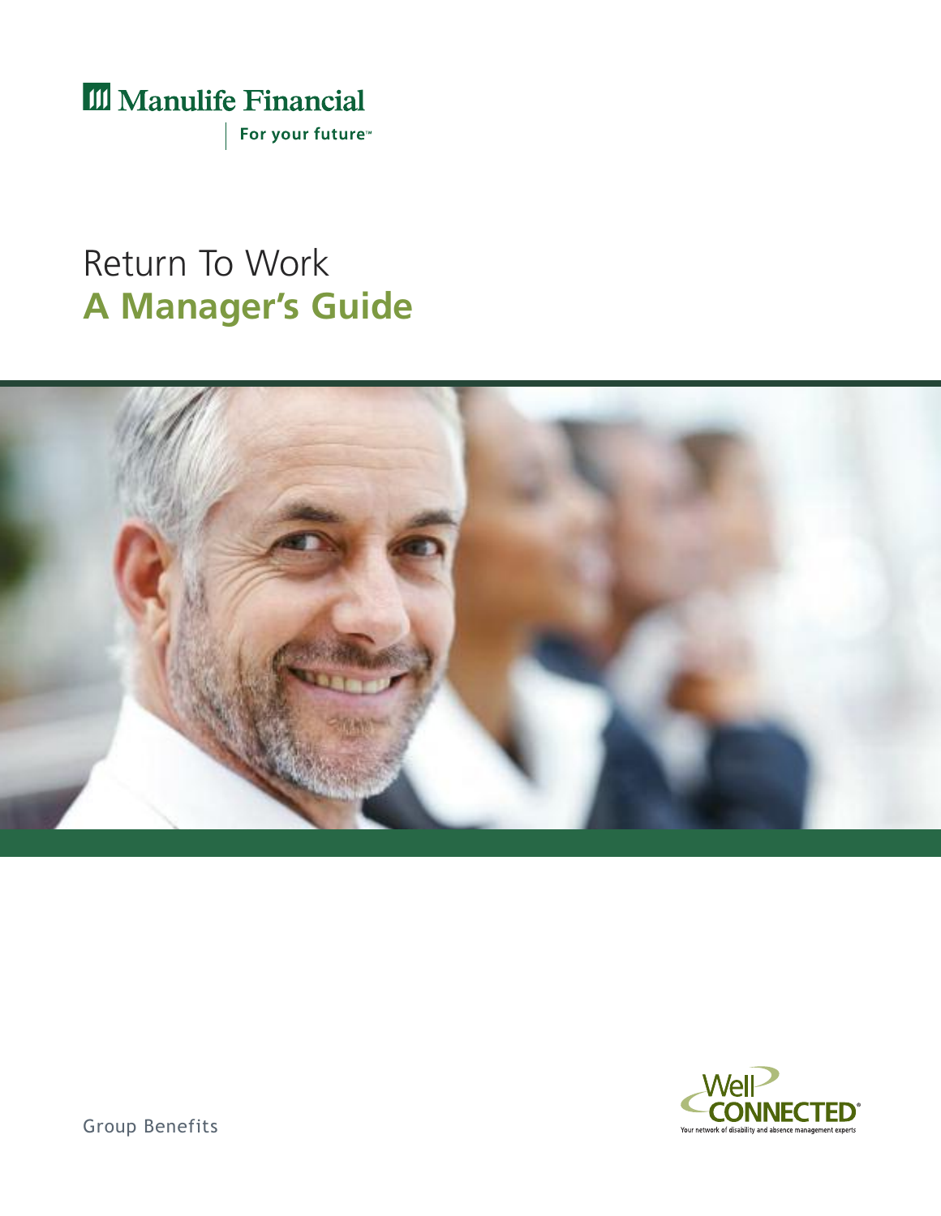Manulife Financial

For your future™

# Return To Work
# **A Manager's Guide**

Well CONNECTED®

Your network of disability and absence management experts

Group Benefits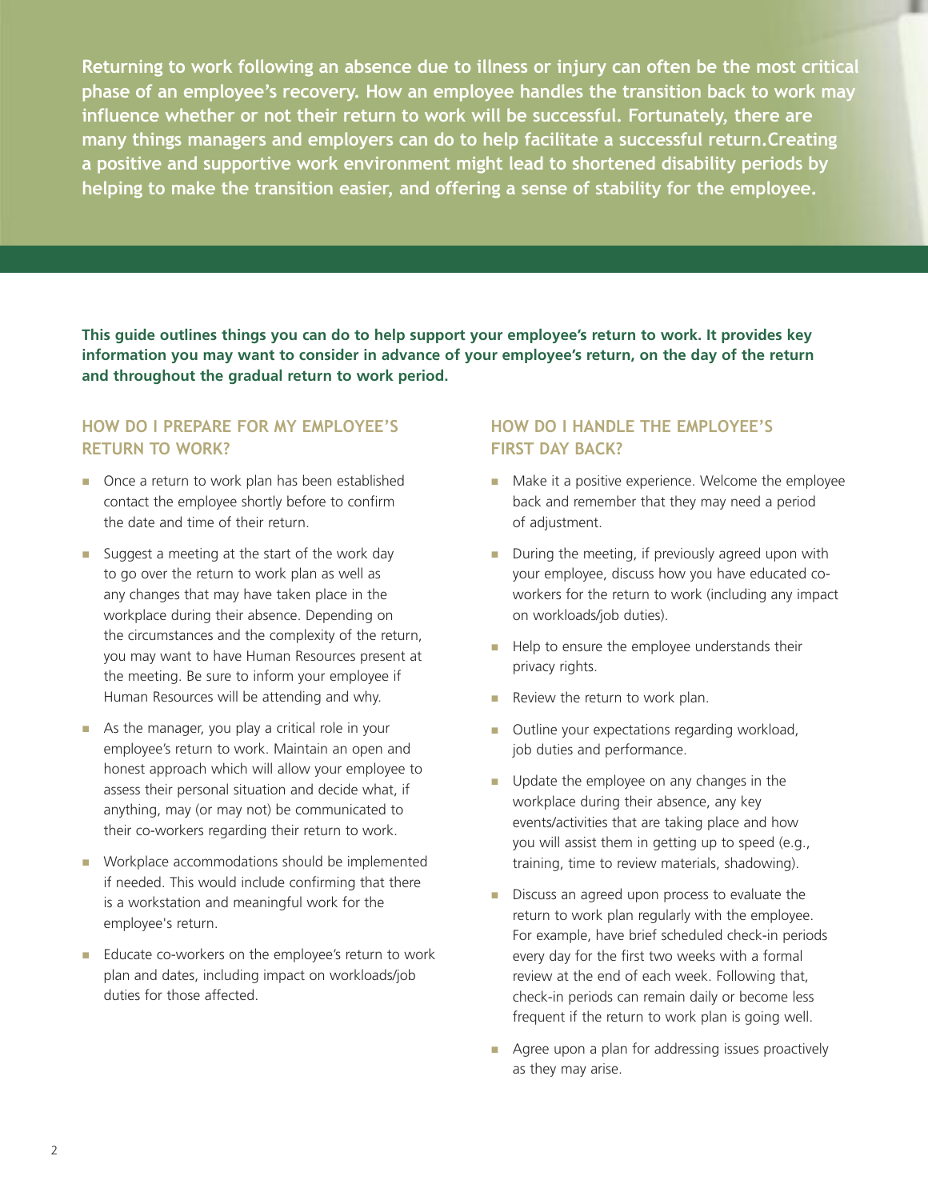**Returning to work following an absence due to illness or injury can often be the most critical phase of an employee's recovery. How an employee handles the transition back to work may influence whether or not their return to work will be successful. Fortunately, there are many things managers and employers can do to help facilitate a successful return.Creating a positive and supportive work environment might lead to shortened disability periods by helping to make the transition easier, and offering a sense of stability for the employee.**

**This guide outlines things you can do to help support your employee's return to work. It provides key information you may want to consider in advance of your employee's return, on the day of the return and throughout the gradual return to work period.**

## HOW DO I PREPARE FOR MY EMPLOYEE'S RETURN TO WORK?

- Once a return to work plan has been established contact the employee shortly before to confirm the date and time of their return.
- Suggest a meeting at the start of the work day to go over the return to work plan as well as any changes that may have taken place in the workplace during their absence. Depending on the circumstances and the complexity of the return, you may want to have Human Resources present at the meeting. Be sure to inform your employee if Human Resources will be attending and why.
- As the manager, you play a critical role in your employee's return to work. Maintain an open and honest approach which will allow your employee to assess their personal situation and decide what, if anything, may (or may not) be communicated to their co-workers regarding their return to work.
- Workplace accommodations should be implemented if needed. This would include confirming that there is a workstation and meaningful work for the employee's return.
- Educate co-workers on the employee's return to work plan and dates, including impact on workloads/job duties for those affected.

## HOW DO I HANDLE THE EMPLOYEE'S FIRST DAY BACK?

- Make it a positive experience. Welcome the employee back and remember that they may need a period of adjustment.
- During the meeting, if previously agreed upon with your employee, discuss how you have educated co-workers for the return to work (including any impact on workloads/job duties).
- Help to ensure the employee understands their privacy rights.
- Review the return to work plan.
- Outline your expectations regarding workload, job duties and performance.
- Update the employee on any changes in the workplace during their absence, any key events/activities that are taking place and how you will assist them in getting up to speed (e.g., training, time to review materials, shadowing).
- Discuss an agreed upon process to evaluate the return to work plan regularly with the employee. For example, have brief scheduled check-in periods every day for the first two weeks with a formal review at the end of each week. Following that, check-in periods can remain daily or become less frequent if the return to work plan is going well.
- Agree upon a plan for addressing issues proactively as they may arise.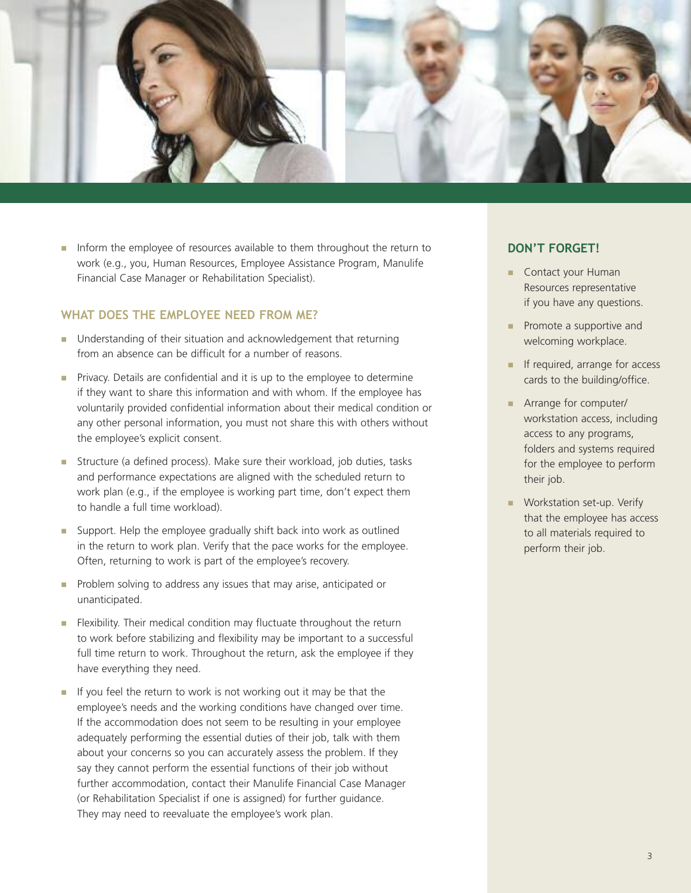- Inform the employee of resources available to them throughout the return to work (e.g., you, Human Resources, Employee Assistance Program, Manulife Financial Case Manager or Rehabilitation Specialist).

## WHAT DOES THE EMPLOYEE NEED FROM ME?

- Understanding of their situation and acknowledgement that returning from an absence can be difficult for a number of reasons.
- Privacy. Details are confidential and it is up to the employee to determine if they want to share this information and with whom. If the employee has voluntarily provided confidential information about their medical condition or any other personal information, you must not share this with others without the employee's explicit consent.
- Structure (a defined process). Make sure their workload, job duties, tasks and performance expectations are aligned with the scheduled return to work plan (e.g., if the employee is working part time, don't expect them to handle a full time workload).
- Support. Help the employee gradually shift back into work as outlined in the return to work plan. Verify that the pace works for the employee. Often, returning to work is part of the employee's recovery.
- Problem solving to address any issues that may arise, anticipated or unanticipated.
- Flexibility. Their medical condition may fluctuate throughout the return to work before stabilizing and flexibility may be important to a successful full time return to work. Throughout the return, ask the employee if they have everything they need.
- If you feel the return to work is not working out it may be that the employee's needs and the working conditions have changed over time. If the accommodation does not seem to be resulting in your employee adequately performing the essential duties of their job, talk with them about your concerns so you can accurately assess the problem. If they say they cannot perform the essential functions of their job without further accommodation, contact their Manulife Financial Case Manager (or Rehabilitation Specialist if one is assigned) for further guidance. They may need to reevaluate the employee's work plan.

## DON'T FORGET!

- Contact your Human Resources representative if you have any questions.
- Promote a supportive and welcoming workplace.
- If required, arrange for access cards to the building/office.
- Arrange for computer/workstation access, including access to any programs, folders and systems required for the employee to perform their job.
- Workstation set-up. Verify that the employee has access to all materials required to perform their job.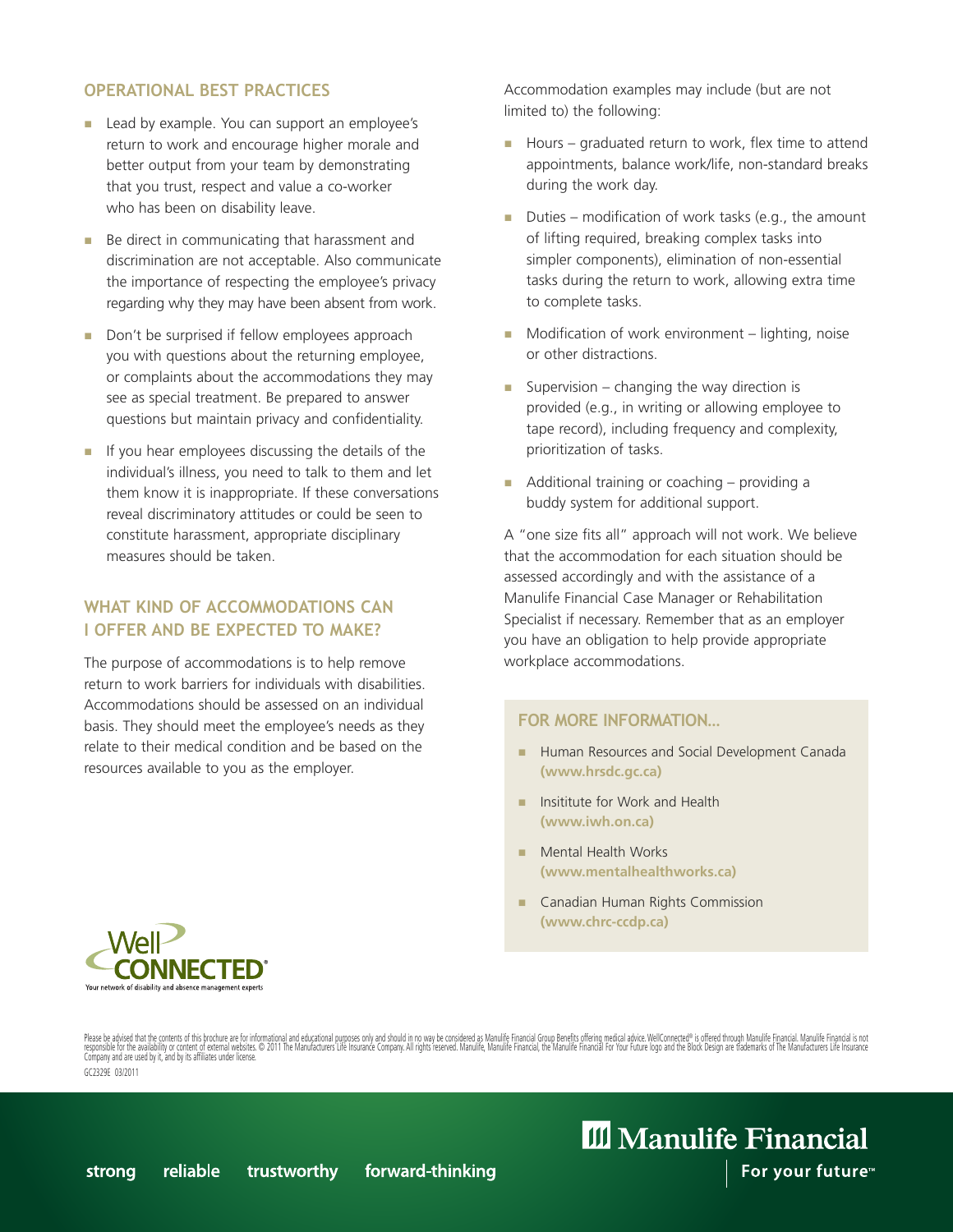## OPERATIONAL BEST PRACTICES

- Lead by example. You can support an employee's return to work and encourage higher morale and better output from your team by demonstrating that you trust, respect and value a co-worker who has been on disability leave.
- Be direct in communicating that harassment and discrimination are not acceptable. Also communicate the importance of respecting the employee's privacy regarding why they may have been absent from work.
- Don't be surprised if fellow employees approach you with questions about the returning employee, or complaints about the accommodations they may see as special treatment. Be prepared to answer questions but maintain privacy and confidentiality.
- If you hear employees discussing the details of the individual's illness, you need to talk to them and let them know it is inappropriate. If these conversations reveal discriminatory attitudes or could be seen to constitute harassment, appropriate disciplinary measures should be taken.

## WHAT KIND OF ACCOMMODATIONS CAN I OFFER AND BE EXPECTED TO MAKE?

The purpose of accommodations is to help remove return to work barriers for individuals with disabilities. Accommodations should be assessed on an individual basis. They should meet the employee's needs as they relate to their medical condition and be based on the resources available to you as the employer.

Accommodation examples may include (but are not limited to) the following:

- Hours – graduated return to work, flex time to attend appointments, balance work/life, non-standard breaks during the work day.
- Duties – modification of work tasks (e.g., the amount of lifting required, breaking complex tasks into simpler components), elimination of non-essential tasks during the return to work, allowing extra time to complete tasks.
- Modification of work environment – lighting, noise or other distractions.
- Supervision – changing the way direction is provided (e.g., in writing or allowing employee to tape record), including frequency and complexity, prioritization of tasks.
- Additional training or coaching – providing a buddy system for additional support.

A "one size fits all" approach will not work. We believe that the accommodation for each situation should be assessed accordingly and with the assistance of a Manulife Financial Case Manager or Rehabilitation Specialist if necessary. Remember that as an employer you have an obligation to help provide appropriate workplace accommodations.

### FOR MORE INFORMATION…

- Human Resources and Social Development Canada **(www.hrsdc.gc.ca)**
- Insititute for Work and Health **(www.iwh.on.ca)**
- Mental Health Works **(www.mentalhealthworks.ca)**
- Canadian Human Rights Commission **(www.chrc-ccdp.ca)**

Well CONNECTED®
Your network of disability and absence management experts

Please be advised that the contents of this brochure are for informational and educational purposes only and should in no way be considered as Manulife Financial Group Benefits offering medical advice. WellConnected® is offered through Manulife Financial. Manulife Financial is not responsible for the availability or content of external websites. © 2011 The Manufacturers Life Insurance Company. All rights reserved. Manulife, Manulife Financial, the Manulife Financial For Your Future logo and the Block Design are trademarks of The Manufacturers Life Insurance Company and are used by it, and by its affiliates under license.

GC2329E 03/2011

strong reliable trustworthy forward-thinking

Manulife Financial
For your future™